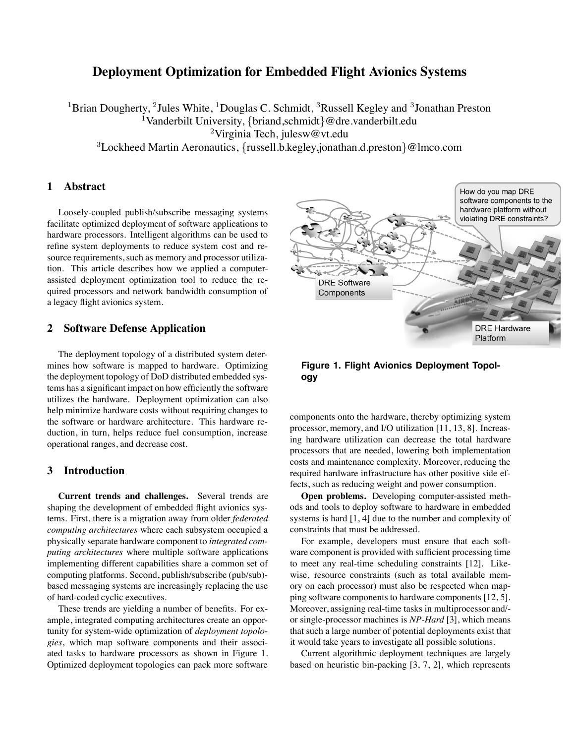# Deployment Optimization for Embedded Flight Avionics Systems

[1]Brian Dougherty, [2]Jules White, [1]Douglas C. Schmidt, [3]Russell Kegley and [3]Jonathan Preston
[1]Vanderbilt University, {briand,schmidt}@dre.vanderbilt.edu
[2]Virginia Tech, julesw@vt.edu
[3]Lockheed Martin Aeronautics, {russell.b.kegley,jonathan.d.preston}@lmco.com

## 1 Abstract

Loosely-coupled publish/subscribe messaging systems facilitate optimized deployment of software applications to hardware processors. Intelligent algorithms can be used to refine system deployments to reduce system cost and resource requirements, such as memory and processor utilization. This article describes how we applied a computer-assisted deployment optimization tool to reduce the required processors and network bandwidth consumption of a legacy flight avionics system.

## 2 Software Defense Application

The deployment topology of a distributed system determines how software is mapped to hardware. Optimizing the deployment topology of DoD distributed embedded systems has a significant impact on how efficiently the software utilizes the hardware. Deployment optimization can also help minimize hardware costs without requiring changes to the software or hardware architecture. This hardware reduction, in turn, helps reduce fuel consumption, increase operational ranges, and decrease cost.

## 3 Introduction

**Current trends and challenges.** Several trends are shaping the development of embedded flight avionics systems. First, there is a migration away from older *federated computing architectures* where each subsystem occupied a physically separate hardware component to *integrated computing architectures* where multiple software applications implementing different capabilities share a common set of computing platforms. Second, publish/subscribe (pub/sub)-based messaging systems are increasingly replacing the use of hard-coded cyclic executives.

These trends are yielding a number of benefits. For example, integrated computing architectures create an opportunity for system-wide optimization of *deployment topologies*, which map software components and their associated tasks to hardware processors as shown in Figure 1. Optimized deployment topologies can pack more software components onto the hardware, thereby optimizing system processor, memory, and I/O utilization [11, 13, 8]. Increasing hardware utilization can decrease the total hardware processors that are needed, lowering both implementation costs and maintenance complexity. Moreover, reducing the required hardware infrastructure has other positive side effects, such as reducing weight and power consumption.

**Figure 1. Flight Avionics Deployment Topology**

**Open problems.** Developing computer-assisted methods and tools to deploy software to hardware in embedded systems is hard [1, 4] due to the number and complexity of constraints that must be addressed.

For example, developers must ensure that each software component is provided with sufficient processing time to meet any real-time scheduling constraints [12]. Likewise, resource constraints (such as total available memory on each processor) must also be respected when mapping software components to hardware components [12, 5]. Moreover, assigning real-time tasks in multiprocessor and/or single-processor machines is *NP-Hard* [3], which means that such a large number of potential deployments exist that it would take years to investigate all possible solutions.

Current algorithmic deployment techniques are largely based on heuristic bin-packing [3, 7, 2], which represents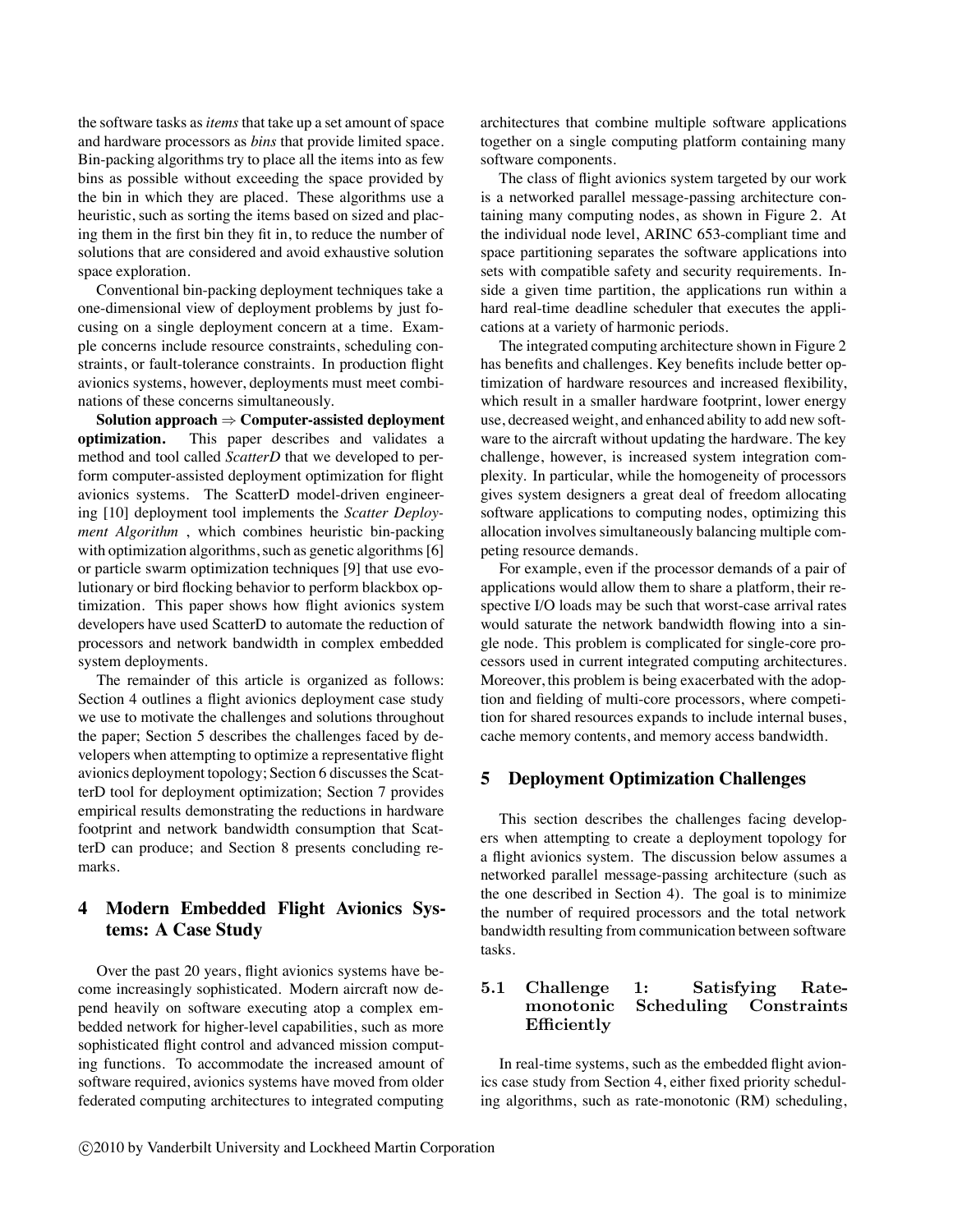the software tasks as *items* that take up a set amount of space and hardware processors as *bins* that provide limited space. Bin-packing algorithms try to place all the items into as few bins as possible without exceeding the space provided by the bin in which they are placed. These algorithms use a heuristic, such as sorting the items based on sized and placing them in the first bin they fit in, to reduce the number of solutions that are considered and avoid exhaustive solution space exploration.

Conventional bin-packing deployment techniques take a one-dimensional view of deployment problems by just focusing on a single deployment concern at a time. Example concerns include resource constraints, scheduling constraints, or fault-tolerance constraints. In production flight avionics systems, however, deployments must meet combinations of these concerns simultaneously.

**Solution approach ⇒ Computer-assisted deployment optimization.** This paper describes and validates a method and tool called *ScatterD* that we developed to perform computer-assisted deployment optimization for flight avionics systems. The ScatterD model-driven engineering [10] deployment tool implements the *Scatter Deployment Algorithm* , which combines heuristic bin-packing with optimization algorithms, such as genetic algorithms [6] or particle swarm optimization techniques [9] that use evolutionary or bird flocking behavior to perform blackbox optimization. This paper shows how flight avionics system developers have used ScatterD to automate the reduction of processors and network bandwidth in complex embedded system deployments.

The remainder of this article is organized as follows: Section 4 outlines a flight avionics deployment case study we use to motivate the challenges and solutions throughout the paper; Section 5 describes the challenges faced by developers when attempting to optimize a representative flight avionics deployment topology; Section 6 discusses the ScatterD tool for deployment optimization; Section 7 provides empirical results demonstrating the reductions in hardware footprint and network bandwidth consumption that ScatterD can produce; and Section 8 presents concluding remarks.

## 4 Modern Embedded Flight Avionics Systems: A Case Study

Over the past 20 years, flight avionics systems have become increasingly sophisticated. Modern aircraft now depend heavily on software executing atop a complex embedded network for higher-level capabilities, such as more sophisticated flight control and advanced mission computing functions. To accommodate the increased amount of software required, avionics systems have moved from older federated computing architectures to integrated computing architectures that combine multiple software applications together on a single computing platform containing many software components.

The class of flight avionics system targeted by our work is a networked parallel message-passing architecture containing many computing nodes, as shown in Figure 2. At the individual node level, ARINC 653-compliant time and space partitioning separates the software applications into sets with compatible safety and security requirements. Inside a given time partition, the applications run within a hard real-time deadline scheduler that executes the applications at a variety of harmonic periods.

The integrated computing architecture shown in Figure 2 has benefits and challenges. Key benefits include better optimization of hardware resources and increased flexibility, which result in a smaller hardware footprint, lower energy use, decreased weight, and enhanced ability to add new software to the aircraft without updating the hardware. The key challenge, however, is increased system integration complexity. In particular, while the homogeneity of processors gives system designers a great deal of freedom allocating software applications to computing nodes, optimizing this allocation involves simultaneously balancing multiple competing resource demands.

For example, even if the processor demands of a pair of applications would allow them to share a platform, their respective I/O loads may be such that worst-case arrival rates would saturate the network bandwidth flowing into a single node. This problem is complicated for single-core processors used in current integrated computing architectures. Moreover, this problem is being exacerbated with the adoption and fielding of multi-core processors, where competition for shared resources expands to include internal buses, cache memory contents, and memory access bandwidth.

## 5 Deployment Optimization Challenges

This section describes the challenges facing developers when attempting to create a deployment topology for a flight avionics system. The discussion below assumes a networked parallel message-passing architecture (such as the one described in Section 4). The goal is to minimize the number of required processors and the total network bandwidth resulting from communication between software tasks.

### 5.1 Challenge 1: Satisfying Rate-monotonic Scheduling Constraints Efficiently

In real-time systems, such as the embedded flight avionics case study from Section 4, either fixed priority scheduling algorithms, such as rate-monotonic (RM) scheduling,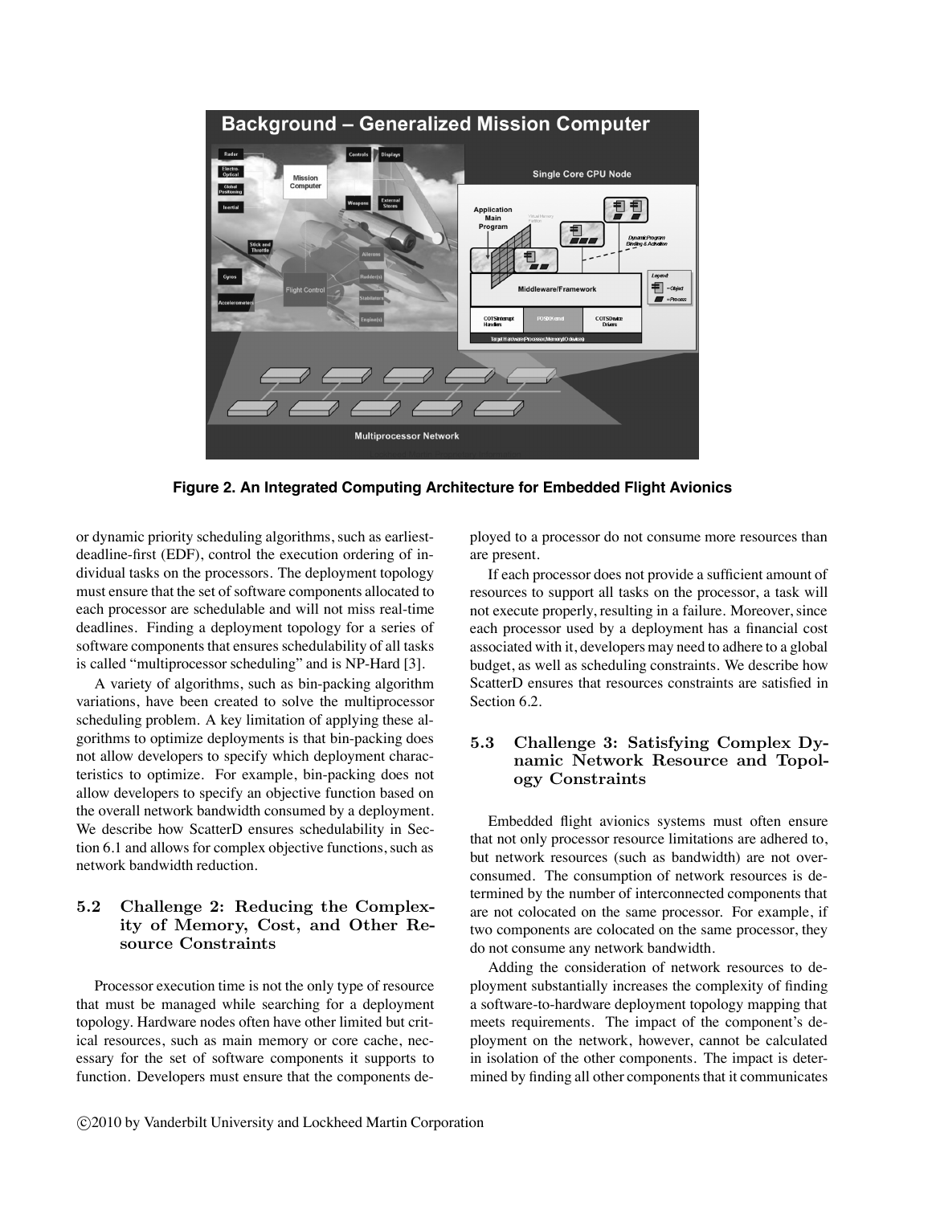**Figure 2. An Integrated Computing Architecture for Embedded Flight Avionics**

or dynamic priority scheduling algorithms, such as earliest-deadline-first (EDF), control the execution ordering of individual tasks on the processors. The deployment topology must ensure that the set of software components allocated to each processor are schedulable and will not miss real-time deadlines. Finding a deployment topology for a series of software components that ensures schedulability of all tasks is called "multiprocessor scheduling" and is NP-Hard [3].

A variety of algorithms, such as bin-packing algorithm variations, have been created to solve the multiprocessor scheduling problem. A key limitation of applying these algorithms to optimize deployments is that bin-packing does not allow developers to specify which deployment characteristics to optimize. For example, bin-packing does not allow developers to specify an objective function based on the overall network bandwidth consumed by a deployment. We describe how ScatterD ensures schedulability in Section 6.1 and allows for complex objective functions, such as network bandwidth reduction.

### 5.2 Challenge 2: Reducing the Complexity of Memory, Cost, and Other Resource Constraints

Processor execution time is not the only type of resource that must be managed while searching for a deployment topology. Hardware nodes often have other limited but critical resources, such as main memory or core cache, necessary for the set of software components it supports to function. Developers must ensure that the components deployed to a processor do not consume more resources than are present.

If each processor does not provide a sufficient amount of resources to support all tasks on the processor, a task will not execute properly, resulting in a failure. Moreover, since each processor used by a deployment has a financial cost associated with it, developers may need to adhere to a global budget, as well as scheduling constraints. We describe how ScatterD ensures that resources constraints are satisfied in Section 6.2.

### 5.3 Challenge 3: Satisfying Complex Dynamic Network Resource and Topology Constraints

Embedded flight avionics systems must often ensure that not only processor resource limitations are adhered to, but network resources (such as bandwidth) are not over-consumed. The consumption of network resources is determined by the number of interconnected components that are not colocated on the same processor. For example, if two components are colocated on the same processor, they do not consume any network bandwidth.

Adding the consideration of network resources to deployment substantially increases the complexity of finding a software-to-hardware deployment topology mapping that meets requirements. The impact of the component's deployment on the network, however, cannot be calculated in isolation of the other components. The impact is determined by finding all other components that it communicates

©2010 by Vanderbilt University and Lockheed Martin Corporation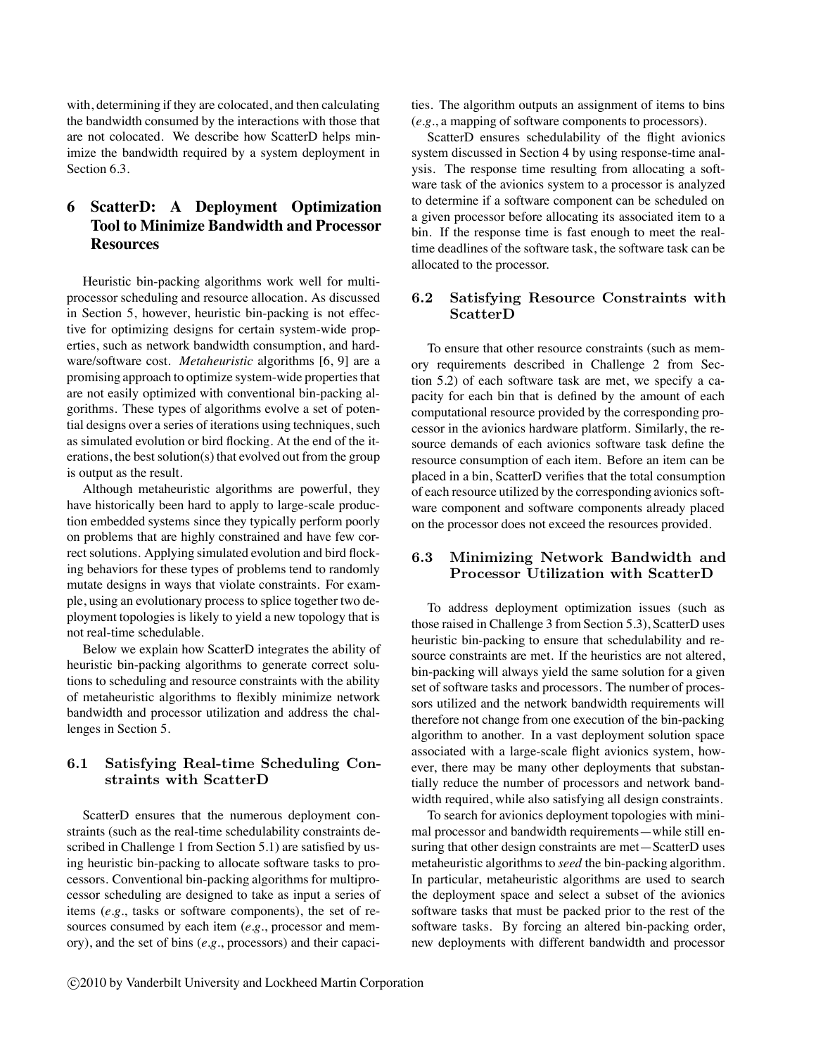with, determining if they are colocated, and then calculating the bandwidth consumed by the interactions with those that are not colocated. We describe how ScatterD helps minimize the bandwidth required by a system deployment in Section 6.3.

## 6 ScatterD: A Deployment Optimization Tool to Minimize Bandwidth and Processor Resources

Heuristic bin-packing algorithms work well for multiprocessor scheduling and resource allocation. As discussed in Section 5, however, heuristic bin-packing is not effective for optimizing designs for certain system-wide properties, such as network bandwidth consumption, and hardware/software cost. *Metaheuristic* algorithms [6, 9] are a promising approach to optimize system-wide properties that are not easily optimized with conventional bin-packing algorithms. These types of algorithms evolve a set of potential designs over a series of iterations using techniques, such as simulated evolution or bird flocking. At the end of the iterations, the best solution(s) that evolved out from the group is output as the result.

Although metaheuristic algorithms are powerful, they have historically been hard to apply to large-scale production embedded systems since they typically perform poorly on problems that are highly constrained and have few correct solutions. Applying simulated evolution and bird flocking behaviors for these types of problems tend to randomly mutate designs in ways that violate constraints. For example, using an evolutionary process to splice together two deployment topologies is likely to yield a new topology that is not real-time schedulable.

Below we explain how ScatterD integrates the ability of heuristic bin-packing algorithms to generate correct solutions to scheduling and resource constraints with the ability of metaheuristic algorithms to flexibly minimize network bandwidth and processor utilization and address the challenges in Section 5.

### 6.1 Satisfying Real-time Scheduling Constraints with ScatterD

ScatterD ensures that the numerous deployment constraints (such as the real-time schedulability constraints described in Challenge 1 from Section 5.1) are satisfied by using heuristic bin-packing to allocate software tasks to processors. Conventional bin-packing algorithms for multiprocessor scheduling are designed to take as input a series of items (*e.g.*, tasks or software components), the set of resources consumed by each item (*e.g.*, processor and memory), and the set of bins (*e.g.*, processors) and their capacities. The algorithm outputs an assignment of items to bins (*e.g.*, a mapping of software components to processors).

ScatterD ensures schedulability of the flight avionics system discussed in Section 4 by using response-time analysis. The response time resulting from allocating a software task of the avionics system to a processor is analyzed to determine if a software component can be scheduled on a given processor before allocating its associated item to a bin. If the response time is fast enough to meet the real-time deadlines of the software task, the software task can be allocated to the processor.

### 6.2 Satisfying Resource Constraints with ScatterD

To ensure that other resource constraints (such as memory requirements described in Challenge 2 from Section 5.2) of each software task are met, we specify a capacity for each bin that is defined by the amount of each computational resource provided by the corresponding processor in the avionics hardware platform. Similarly, the resource demands of each avionics software task define the resource consumption of each item. Before an item can be placed in a bin, ScatterD verifies that the total consumption of each resource utilized by the corresponding avionics software component and software components already placed on the processor does not exceed the resources provided.

### 6.3 Minimizing Network Bandwidth and Processor Utilization with ScatterD

To address deployment optimization issues (such as those raised in Challenge 3 from Section 5.3), ScatterD uses heuristic bin-packing to ensure that schedulability and resource constraints are met. If the heuristics are not altered, bin-packing will always yield the same solution for a given set of software tasks and processors. The number of processors utilized and the network bandwidth requirements will therefore not change from one execution of the bin-packing algorithm to another. In a vast deployment solution space associated with a large-scale flight avionics system, however, there may be many other deployments that substantially reduce the number of processors and network bandwidth required, while also satisfying all design constraints.

To search for avionics deployment topologies with minimal processor and bandwidth requirements—while still ensuring that other design constraints are met—ScatterD uses metaheuristic algorithms to *seed* the bin-packing algorithm. In particular, metaheuristic algorithms are used to search the deployment space and select a subset of the avionics software tasks that must be packed prior to the rest of the software tasks. By forcing an altered bin-packing order, new deployments with different bandwidth and processor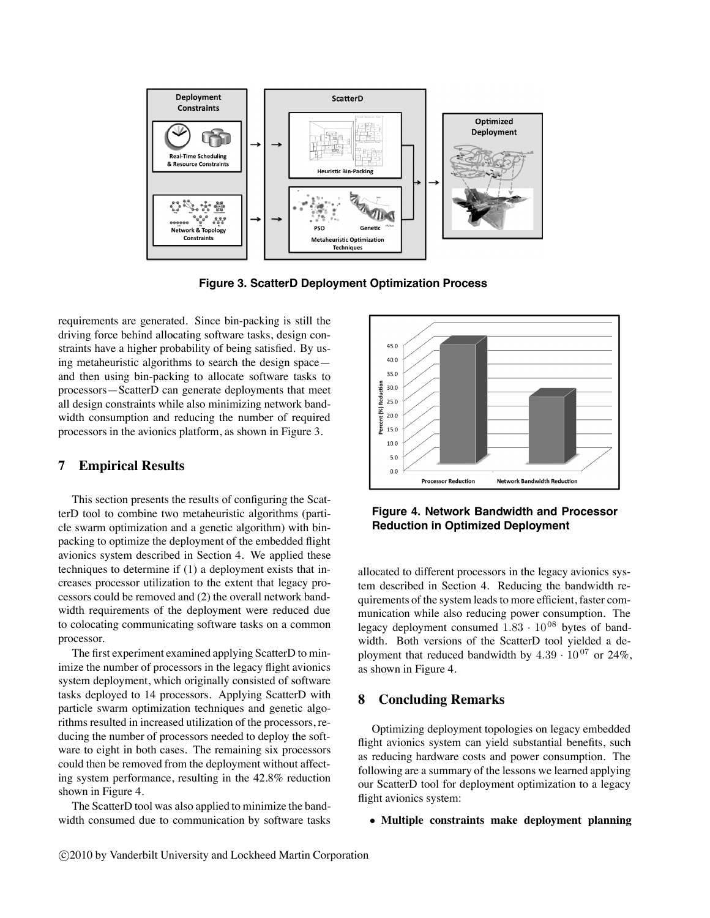Figure 3. ScatterD Deployment Optimization Process

requirements are generated. Since bin-packing is still the driving force behind allocating software tasks, design constraints have a higher probability of being satisfied. By using metaheuristic algorithms to search the design space—and then using bin-packing to allocate software tasks to processors—ScatterD can generate deployments that meet all design constraints while also minimizing network bandwidth consumption and reducing the number of required processors in the avionics platform, as shown in Figure 3.

## 7 Empirical Results

This section presents the results of configuring the ScatterD tool to combine two metaheuristic algorithms (particle swarm optimization and a genetic algorithm) with bin-packing to optimize the deployment of the embedded flight avionics system described in Section 4. We applied these techniques to determine if (1) a deployment exists that increases processor utilization to the extent that legacy processors could be removed and (2) the overall network bandwidth requirements of the deployment were reduced due to colocating communicating software tasks on a common processor.

The first experiment examined applying ScatterD to minimize the number of processors in the legacy flight avionics system deployment, which originally consisted of software tasks deployed to 14 processors. Applying ScatterD with particle swarm optimization techniques and genetic algorithms resulted in increased utilization of the processors, reducing the number of processors needed to deploy the software to eight in both cases. The remaining six processors could then be removed from the deployment without affecting system performance, resulting in the 42.8% reduction shown in Figure 4.

The ScatterD tool was also applied to minimize the bandwidth consumed due to communication by software tasks allocated to different processors in the legacy avionics system described in Section 4. Reducing the bandwidth requirements of the system leads to more efficient, faster communication while also reducing power consumption. The legacy deployment consumed $1.83 \cdot 10^{08}$ bytes of bandwidth. Both versions of the ScatterD tool yielded a deployment that reduced bandwidth by $4.39 \cdot 10^{07}$ or 24%, as shown in Figure 4.

Figure 4. Network Bandwidth and Processor Reduction in Optimized Deployment

## 8 Concluding Remarks

Optimizing deployment topologies on legacy embedded flight avionics system can yield substantial benefits, such as reducing hardware costs and power consumption. The following are a summary of the lessons we learned applying our ScatterD tool for deployment optimization to a legacy flight avionics system:

- **Multiple constraints make deployment planning**

©2010 by Vanderbilt University and Lockheed Martin Corporation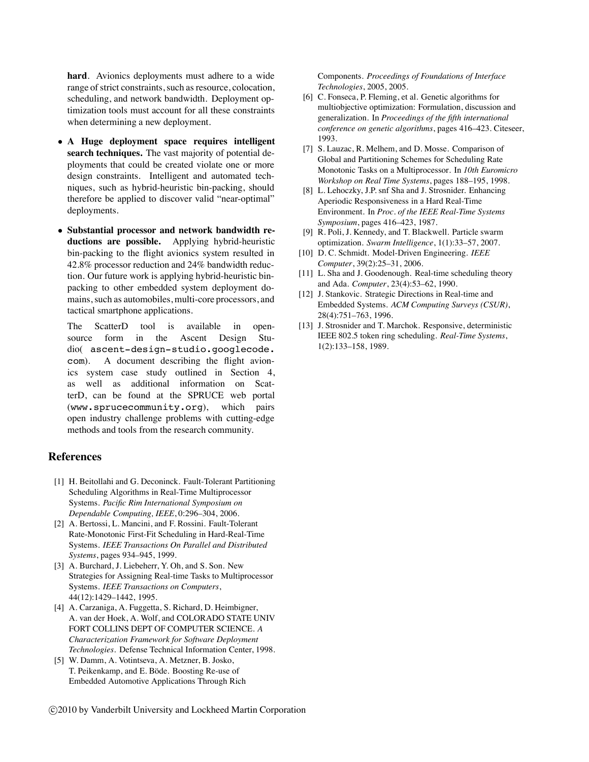**hard**. Avionics deployments must adhere to a wide range of strict constraints, such as resource, colocation, scheduling, and network bandwidth. Deployment optimization tools must account for all these constraints when determining a new deployment.

- **A Huge deployment space requires intelligent search techniques.** The vast majority of potential deployments that could be created violate one or more design constraints. Intelligent and automated techniques, such as hybrid-heuristic bin-packing, should therefore be applied to discover valid "near-optimal" deployments.

- **Substantial processor and network bandwidth reductions are possible.** Applying hybrid-heuristic bin-packing to the flight avionics system resulted in 42.8% processor reduction and 24% bandwidth reduction. Our future work is applying hybrid-heuristic bin-packing to other embedded system deployment domains, such as automobiles, multi-core processors, and tactical smartphone applications.

  The ScatterD tool is available in open-source form in the Ascent Design Studio( `ascent-design-studio.googlecode.com`). A document describing the flight avionics system case study outlined in Section 4, as well as additional information on ScatterD, can be found at the SPRUCE web portal (`www.sprucecommunity.org`), which pairs open industry challenge problems with cutting-edge methods and tools from the research community.

## References

[1] H. Beitollahi and G. Deconinck. Fault-Tolerant Partitioning Scheduling Algorithms in Real-Time Multiprocessor Systems. *Pacific Rim International Symposium on Dependable Computing, IEEE*, 0:296–304, 2006.

[2] A. Bertossi, L. Mancini, and F. Rossini. Fault-Tolerant Rate-Monotonic First-Fit Scheduling in Hard-Real-Time Systems. *IEEE Transactions On Parallel and Distributed Systems*, pages 934–945, 1999.

[3] A. Burchard, J. Liebeherr, Y. Oh, and S. Son. New Strategies for Assigning Real-time Tasks to Multiprocessor Systems. *IEEE Transactions on Computers*, 44(12):1429–1442, 1995.

[4] A. Carzaniga, A. Fuggetta, S. Richard, D. Heimbigner, A. van der Hoek, A. Wolf, and COLORADO STATE UNIV FORT COLLINS DEPT OF COMPUTER SCIENCE. *A Characterization Framework for Software Deployment Technologies*. Defense Technical Information Center, 1998.

[5] W. Damm, A. Votintseva, A. Metzner, B. Josko, T. Peikenkamp, and E. Böde. Boosting Re-use of Embedded Automotive Applications Through Rich Components. *Proceedings of Foundations of Interface Technologies*, 2005, 2005.

[6] C. Fonseca, P. Fleming, et al. Genetic algorithms for multiobjective optimization: Formulation, discussion and generalization. In *Proceedings of the fifth international conference on genetic algorithms*, pages 416–423. Citeseer, 1993.

[7] S. Lauzac, R. Melhem, and D. Mosse. Comparison of Global and Partitioning Schemes for Scheduling Rate Monotonic Tasks on a Multiprocessor. In *10th Euromicro Workshop on Real Time Systems*, pages 188–195, 1998.

[8] L. Lehoczky, J.P. snf Sha and J. Strosnider. Enhancing Aperiodic Responsiveness in a Hard Real-Time Environment. In *Proc. of the IEEE Real-Time Systems Symposium*, pages 416–423, 1987.

[9] R. Poli, J. Kennedy, and T. Blackwell. Particle swarm optimization. *Swarm Intelligence*, 1(1):33–57, 2007.

[10] D. C. Schmidt. Model-Driven Engineering. *IEEE Computer*, 39(2):25–31, 2006.

[11] L. Sha and J. Goodenough. Real-time scheduling theory and Ada. *Computer*, 23(4):53–62, 1990.

[12] J. Stankovic. Strategic Directions in Real-time and Embedded Systems. *ACM Computing Surveys (CSUR)*, 28(4):751–763, 1996.

[13] J. Strosnider and T. Marchok. Responsive, deterministic IEEE 802.5 token ring scheduling. *Real-Time Systems*, 1(2):133–158, 1989.

©2010 by Vanderbilt University and Lockheed Martin Corporation